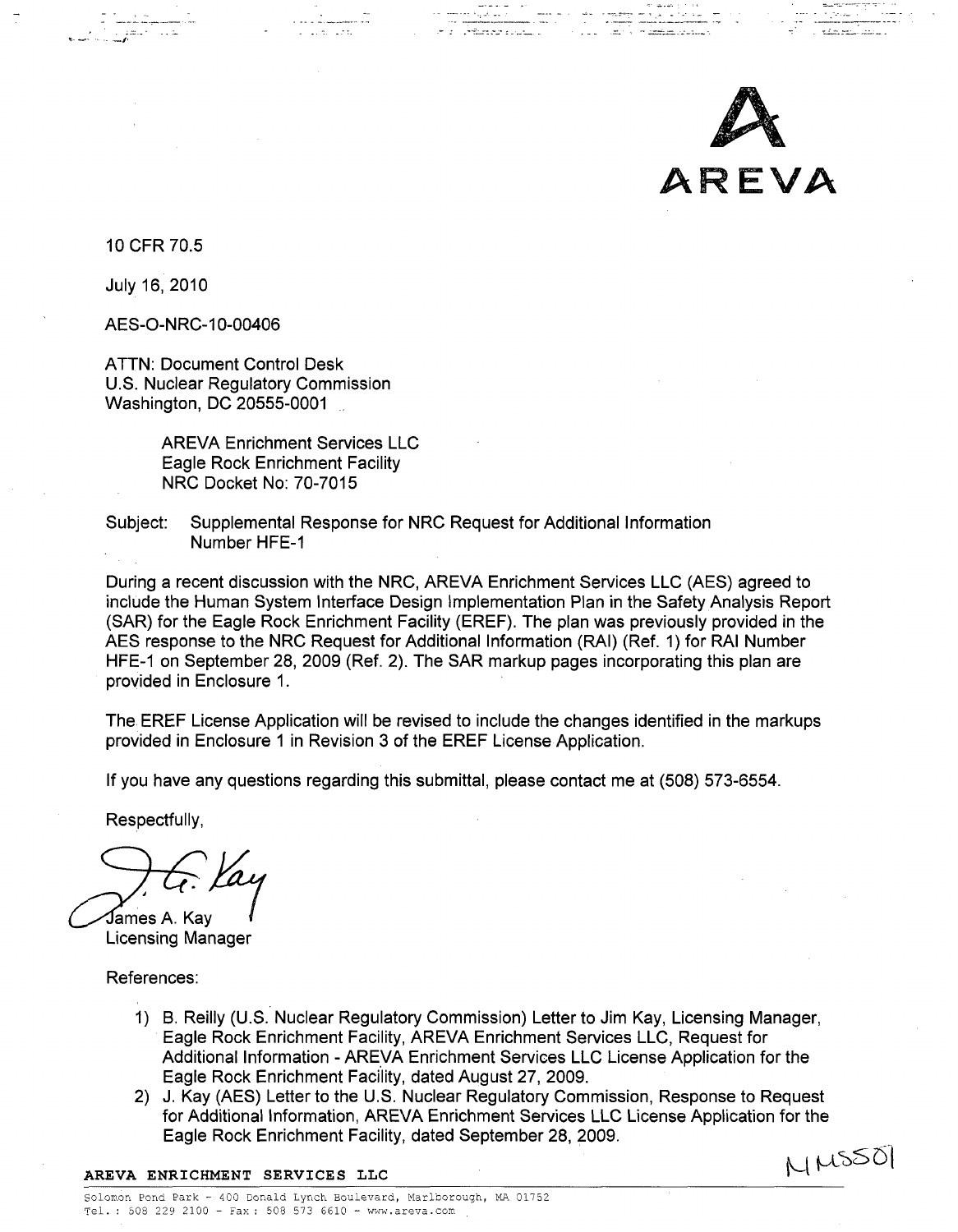AREVA

10 CFR 70.5

July 16, 2010

AES-O-NRC-10-00406

ATTN: Document Control Desk
U.S. Nuclear Regulatory Commission
Washington, DC 20555-0001

AREVA Enrichment Services LLC
Eagle Rock Enrichment Facility
NRC Docket No: 70-7015

Subject: Supplemental Response for NRC Request for Additional Information Number HFE-1

During a recent discussion with the NRC, AREVA Enrichment Services LLC (AES) agreed to include the Human System Interface Design Implementation Plan in the Safety Analysis Report (SAR) for the Eagle Rock Enrichment Facility (EREF). The plan was previously provided in the AES response to the NRC Request for Additional Information (RAI) (Ref. 1) for RAI Number HFE-1 on September 28, 2009 (Ref. 2). The SAR markup pages incorporating this plan are provided in Enclosure 1.

The EREF License Application will be revised to include the changes identified in the markups provided in Enclosure 1 in Revision 3 of the EREF License Application.

If you have any questions regarding this submittal, please contact me at (508) 573-6554.

Respectfully,

James A. Kay
Licensing Manager

References:

1) B. Reilly (U.S. Nuclear Regulatory Commission) Letter to Jim Kay, Licensing Manager, Eagle Rock Enrichment Facility, AREVA Enrichment Services LLC, Request for Additional Information - AREVA Enrichment Services LLC License Application for the Eagle Rock Enrichment Facility, dated August 27, 2009.
2) J. Kay (AES) Letter to the U.S. Nuclear Regulatory Commission, Response to Request for Additional Information, AREVA Enrichment Services LLC License Application for the Eagle Rock Enrichment Facility, dated September 28, 2009.

NMSS01

AREVA ENRICHMENT SERVICES LLC

Solomon Pond Park - 400 Donald Lynch Boulevard, Marlborough, MA 01752
Tel.: 508 229 2100 - Fax: 508 573 6610 - www.areva.com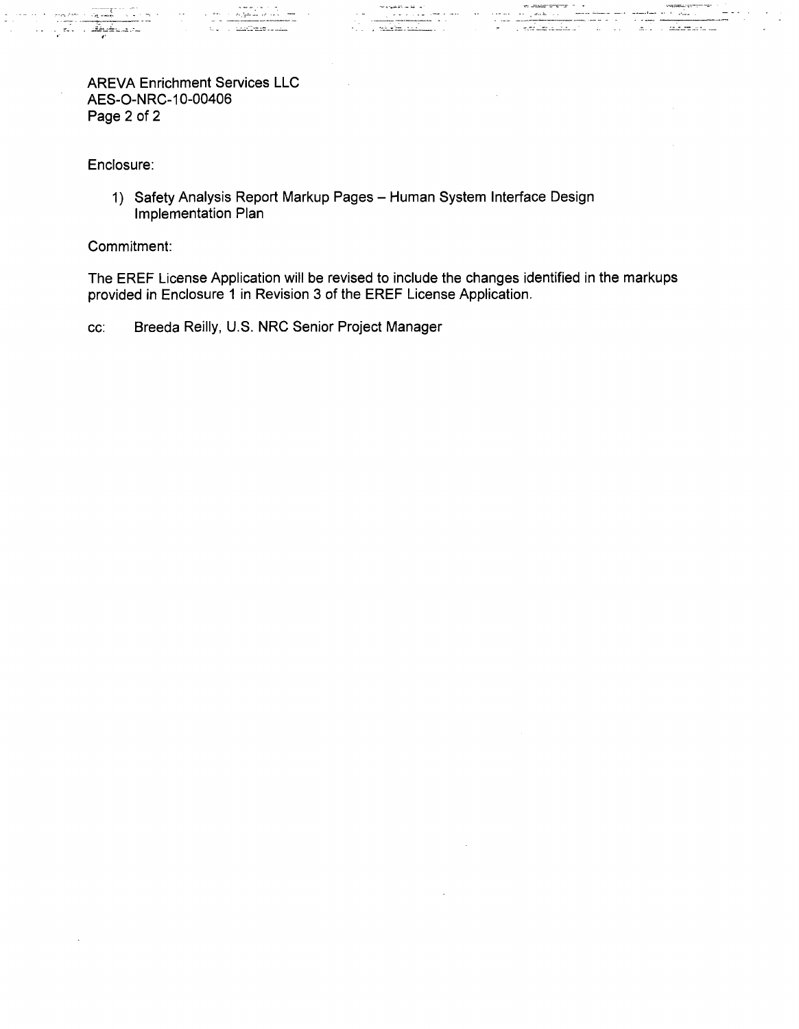AREVA Enrichment Services LLC
AES-O-NRC-10-00406
Page 2 of 2

Enclosure:

1) Safety Analysis Report Markup Pages – Human System Interface Design Implementation Plan

Commitment:

The EREF License Application will be revised to include the changes identified in the markups provided in Enclosure 1 in Revision 3 of the EREF License Application.

cc: Breeda Reilly, U.S. NRC Senior Project Manager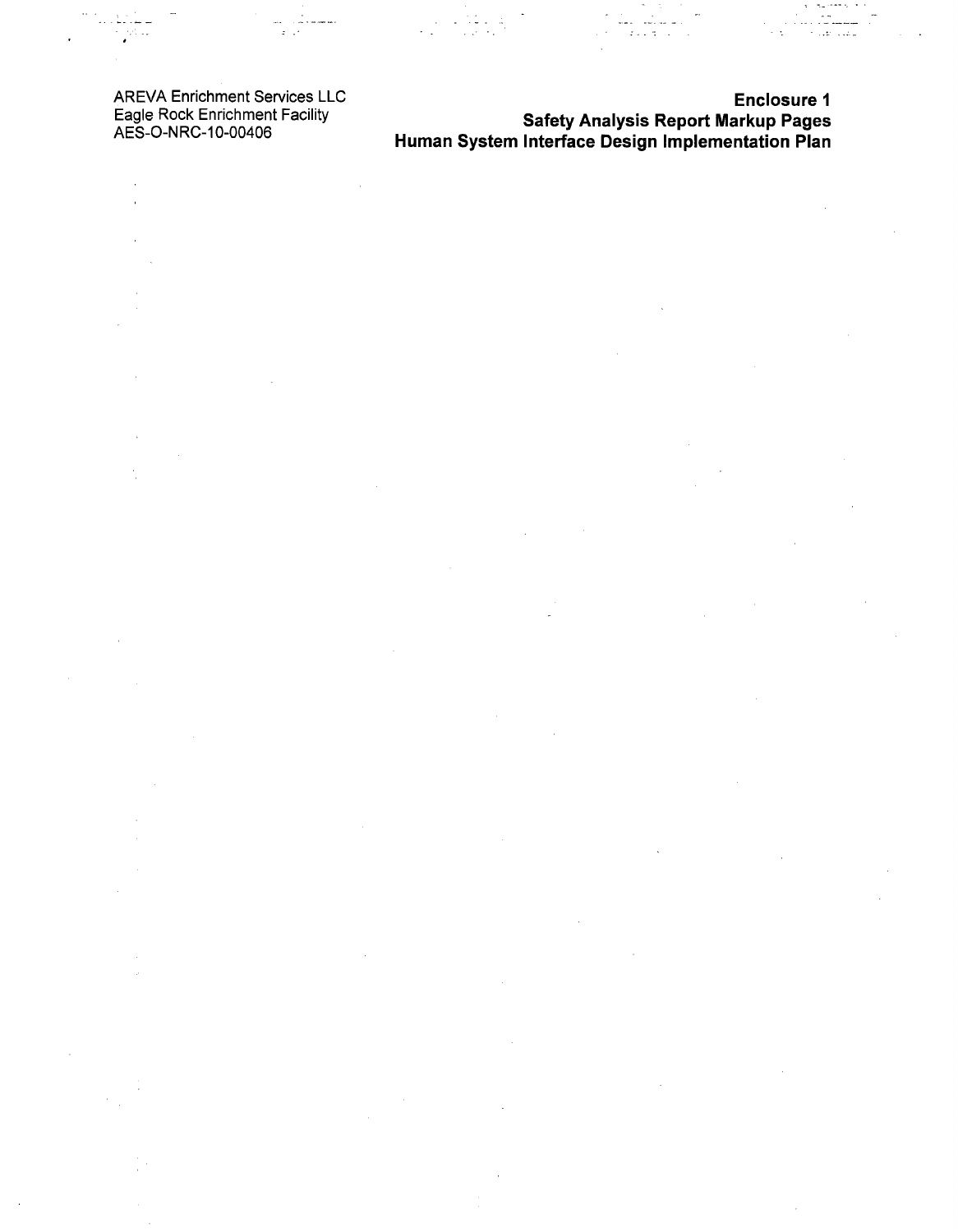AREVA Enrichment Services LLC
Eagle Rock Enrichment Facility
AES-O-NRC-10-00406

**Enclosure 1**
**Safety Analysis Report Markup Pages**
**Human System Interface Design Implementation Plan**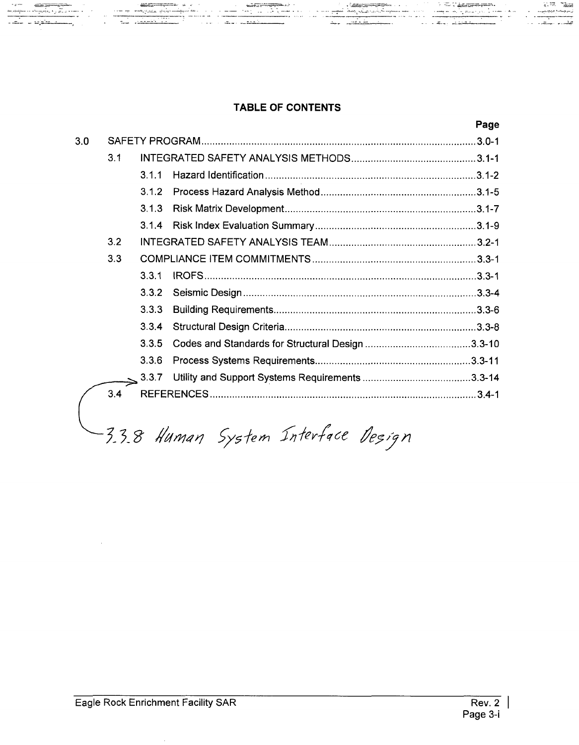# TABLE OF CONTENTS

| | | | Page |
|---|---|---|---|
| 3.0 | SAFETY PROGRAM | | 3.0-1 |
| | 3.1 | INTEGRATED SAFETY ANALYSIS METHODS | 3.1-1 |
| | | 3.1.1 Hazard Identification | 3.1-2 |
| | | 3.1.2 Process Hazard Analysis Method | 3.1-5 |
| | | 3.1.3 Risk Matrix Development | 3.1-7 |
| | | 3.1.4 Risk Index Evaluation Summary | 3.1-9 |
| | 3.2 | INTEGRATED SAFETY ANALYSIS TEAM | 3.2-1 |
| | 3.3 | COMPLIANCE ITEM COMMITMENTS | 3.3-1 |
| | | 3.3.1 IROFS | 3.3-1 |
| | | 3.3.2 Seismic Design | 3.3-4 |
| | | 3.3.3 Building Requirements | 3.3-6 |
| | | 3.3.4 Structural Design Criteria | 3.3-8 |
| | | 3.3.5 Codes and Standards for Structural Design | 3.3-10 |
| | | 3.3.6 Process Systems Requirements | 3.3-11 |
| | | 3.3.7 Utility and Support Systems Requirements | 3.3-14 |
| | | 3.3.8 Human System Interface Design | |
| | 3.4 | REFERENCES | 3.4-1 |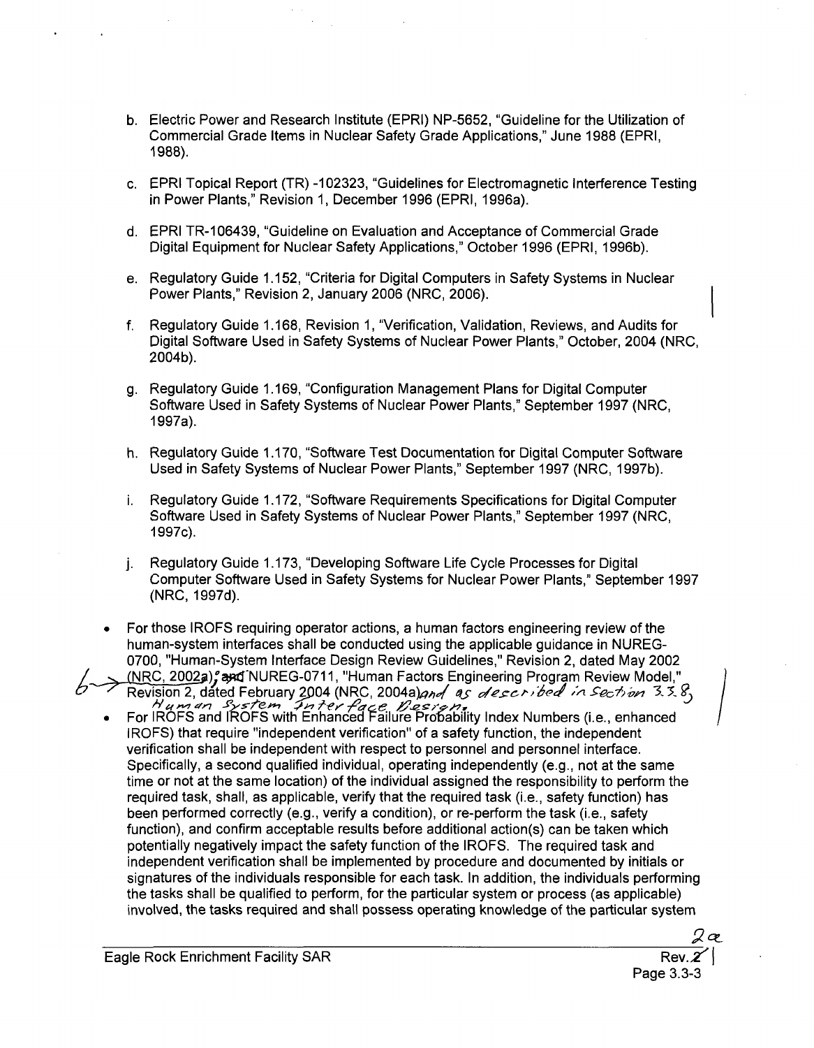b. Electric Power and Research Institute (EPRI) NP-5652, "Guideline for the Utilization of Commercial Grade Items in Nuclear Safety Grade Applications," June 1988 (EPRI, 1988).

c. EPRI Topical Report (TR) -102323, "Guidelines for Electromagnetic Interference Testing in Power Plants," Revision 1, December 1996 (EPRI, 1996a).

d. EPRI TR-106439, "Guideline on Evaluation and Acceptance of Commercial Grade Digital Equipment for Nuclear Safety Applications," October 1996 (EPRI, 1996b).

e. Regulatory Guide 1.152, "Criteria for Digital Computers in Safety Systems in Nuclear Power Plants," Revision 2, January 2006 (NRC, 2006).

f. Regulatory Guide 1.168, Revision 1, "Verification, Validation, Reviews, and Audits for Digital Software Used in Safety Systems of Nuclear Power Plants," October, 2004 (NRC, 2004b).

g. Regulatory Guide 1.169, "Configuration Management Plans for Digital Computer Software Used in Safety Systems of Nuclear Power Plants," September 1997 (NRC, 1997a).

h. Regulatory Guide 1.170, "Software Test Documentation for Digital Computer Software Used in Safety Systems of Nuclear Power Plants," September 1997 (NRC, 1997b).

i. Regulatory Guide 1.172, "Software Requirements Specifications for Digital Computer Software Used in Safety Systems of Nuclear Power Plants," September 1997 (NRC, 1997c).

j. Regulatory Guide 1.173, "Developing Software Life Cycle Processes for Digital Computer Software Used in Safety Systems for Nuclear Power Plants," September 1997 (NRC, 1997d).

- For those IROFS requiring operator actions, a human factors engineering review of the human-system interfaces shall be conducted using the applicable guidance in NUREG-0700, "Human-System Interface Design Review Guidelines," Revision 2, dated May 2002 (NRC, 2002a), NUREG-0711, "Human Factors Engineering Program Review Model," Revision 2, dated February 2004 (NRC, 2004a) and as described in Section 3.3.8, Human System Interface Design.
- For IROFS and IROFS with Enhanced Failure Probability Index Numbers (i.e., enhanced IROFS) that require "independent verification" of a safety function, the independent verification shall be independent with respect to personnel and personnel interface. Specifically, a second qualified individual, operating independently (e.g., not at the same time or not at the same location) of the individual assigned the responsibility to perform the required task, shall, as applicable, verify that the required task (i.e., safety function) has been performed correctly (e.g., verify a condition), or re-perform the task (i.e., safety function), and confirm acceptable results before additional action(s) can be taken which potentially negatively impact the safety function of the IROFS. The required task and independent verification shall be implemented by procedure and documented by initials or signatures of the individuals responsible for each task. In addition, the individuals performing the tasks shall be qualified to perform, for the particular system or process (as applicable) involved, the tasks required and shall possess operating knowledge of the particular system

Eagle Rock Enrichment Facility SAR

Rev. 2a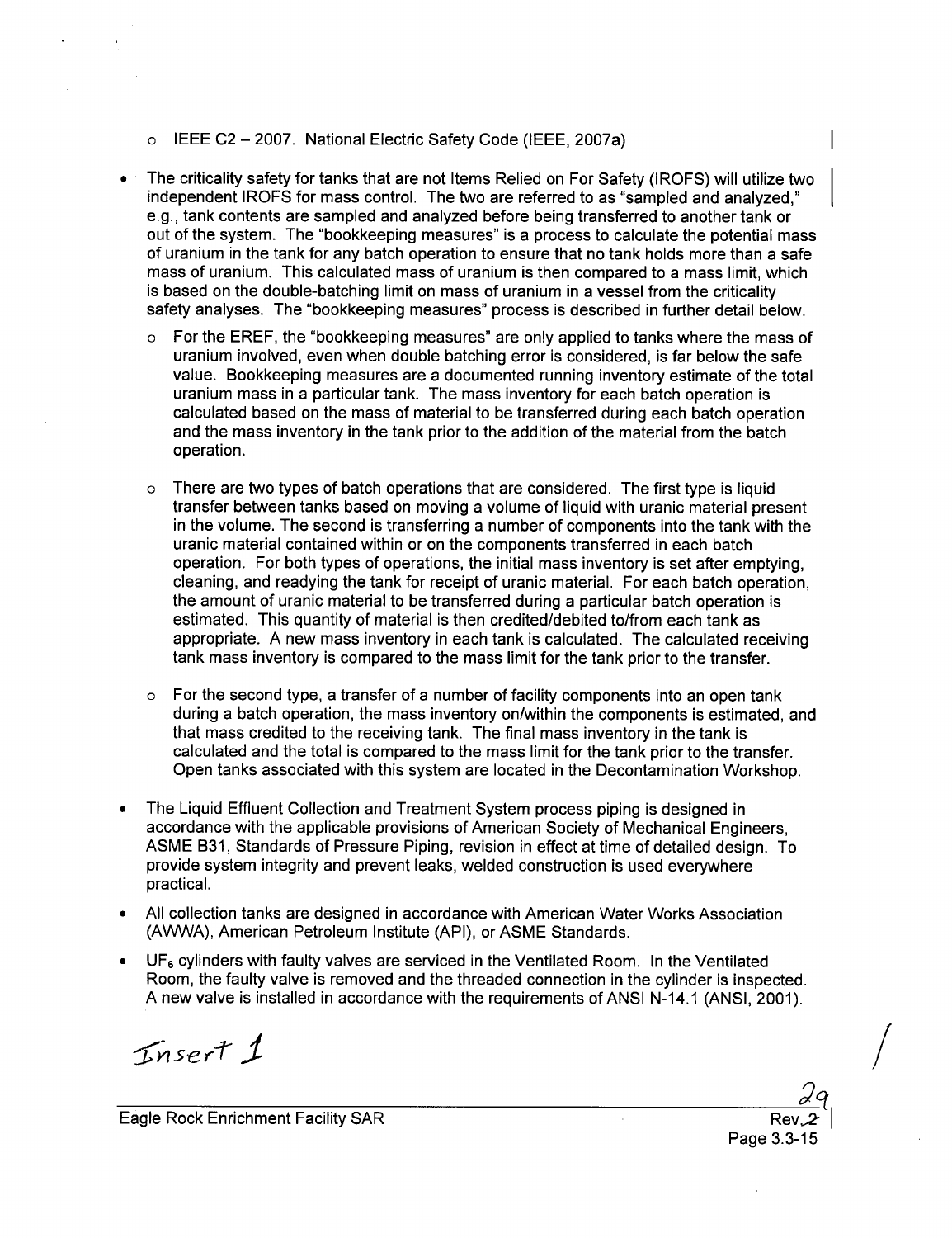- IEEE C2 – 2007. National Electric Safety Code (IEEE, 2007a)

- The criticality safety for tanks that are not Items Relied on For Safety (IROFS) will utilize two independent IROFS for mass control. The two are referred to as "sampled and analyzed," e.g., tank contents are sampled and analyzed before being transferred to another tank or out of the system. The "bookkeeping measures" is a process to calculate the potential mass of uranium in the tank for any batch operation to ensure that no tank holds more than a safe mass of uranium. This calculated mass of uranium is then compared to a mass limit, which is based on the double-batching limit on mass of uranium in a vessel from the criticality safety analyses. The "bookkeeping measures" process is described in further detail below.
  - For the EREF, the "bookkeeping measures" are only applied to tanks where the mass of uranium involved, even when double batching error is considered, is far below the safe value. Bookkeeping measures are a documented running inventory estimate of the total uranium mass in a particular tank. The mass inventory for each batch operation is calculated based on the mass of material to be transferred during each batch operation and the mass inventory in the tank prior to the addition of the material from the batch operation.
  - There are two types of batch operations that are considered. The first type is liquid transfer between tanks based on moving a volume of liquid with uranic material present in the volume. The second is transferring a number of components into the tank with the uranic material contained within or on the components transferred in each batch operation. For both types of operations, the initial mass inventory is set after emptying, cleaning, and readying the tank for receipt of uranic material. For each batch operation, the amount of uranic material to be transferred during a particular batch operation is estimated. This quantity of material is then credited/debited to/from each tank as appropriate. A new mass inventory in each tank is calculated. The calculated receiving tank mass inventory is compared to the mass limit for the tank prior to the transfer.
  - For the second type, a transfer of a number of facility components into an open tank during a batch operation, the mass inventory on/within the components is estimated, and that mass credited to the receiving tank. The final mass inventory in the tank is calculated and the total is compared to the mass limit for the tank prior to the transfer. Open tanks associated with this system are located in the Decontamination Workshop.
- The Liquid Effluent Collection and Treatment System process piping is designed in accordance with the applicable provisions of American Society of Mechanical Engineers, ASME B31, Standards of Pressure Piping, revision in effect at time of detailed design. To provide system integrity and prevent leaks, welded construction is used everywhere practical.
- All collection tanks are designed in accordance with American Water Works Association (AWWA), American Petroleum Institute (API), or ASME Standards.
- $UF_6$ cylinders with faulty valves are serviced in the Ventilated Room. In the Ventilated Room, the faulty valve is removed and the threaded connection in the cylinder is inspected. A new valve is installed in accordance with the requirements of ANSI N-14.1 (ANSI, 2001).

Insert 1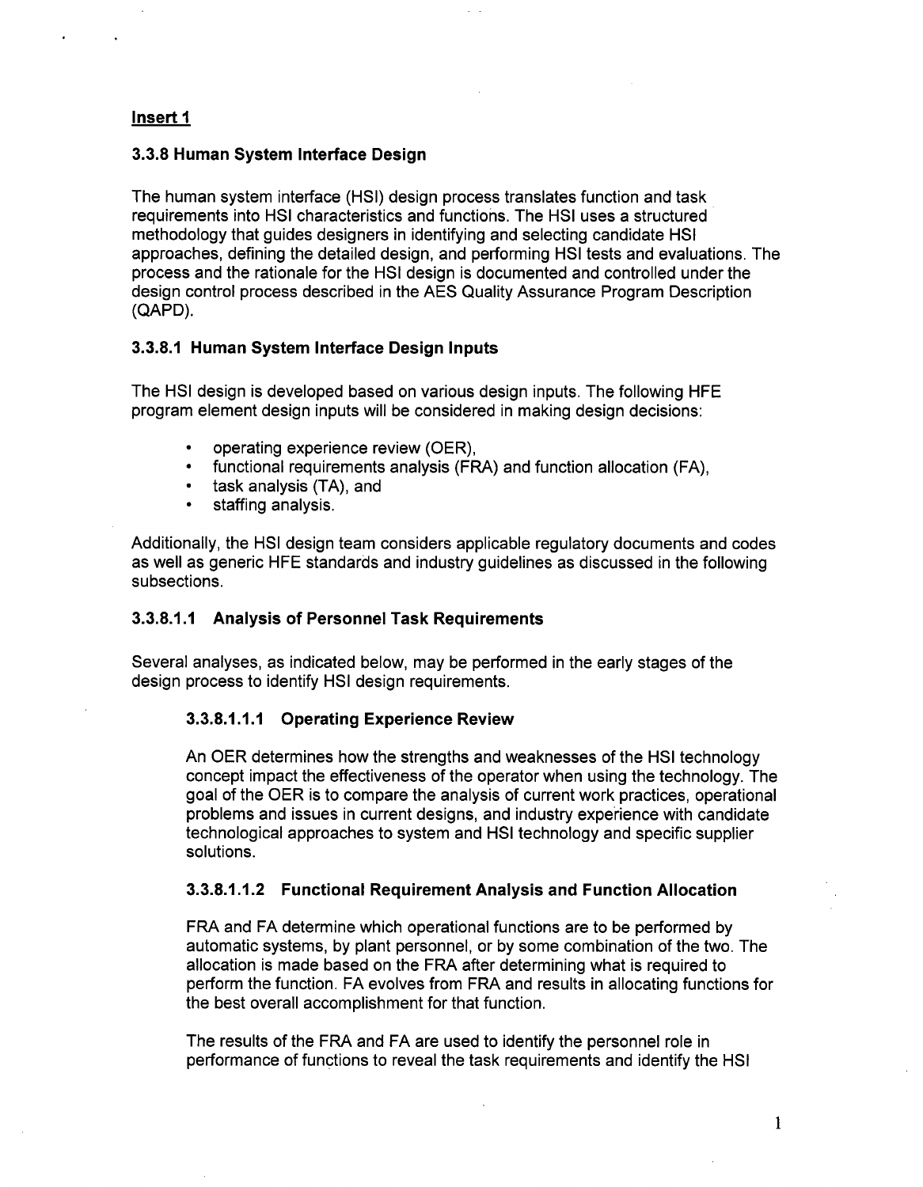**Insert 1**

### 3.3.8 Human System Interface Design

The human system interface (HSI) design process translates function and task requirements into HSI characteristics and functions. The HSI uses a structured methodology that guides designers in identifying and selecting candidate HSI approaches, defining the detailed design, and performing HSI tests and evaluations. The process and the rationale for the HSI design is documented and controlled under the design control process described in the AES Quality Assurance Program Description (QAPD).

#### 3.3.8.1 Human System Interface Design Inputs

The HSI design is developed based on various design inputs. The following HFE program element design inputs will be considered in making design decisions:

- operating experience review (OER),
- functional requirements analysis (FRA) and function allocation (FA),
- task analysis (TA), and
- staffing analysis.

Additionally, the HSI design team considers applicable regulatory documents and codes as well as generic HFE standards and industry guidelines as discussed in the following subsections.

##### 3.3.8.1.1 Analysis of Personnel Task Requirements

Several analyses, as indicated below, may be performed in the early stages of the design process to identify HSI design requirements.

###### 3.3.8.1.1.1 Operating Experience Review

An OER determines how the strengths and weaknesses of the HSI technology concept impact the effectiveness of the operator when using the technology. The goal of the OER is to compare the analysis of current work practices, operational problems and issues in current designs, and industry experience with candidate technological approaches to system and HSI technology and specific supplier solutions.

###### 3.3.8.1.1.2 Functional Requirement Analysis and Function Allocation

FRA and FA determine which operational functions are to be performed by automatic systems, by plant personnel, or by some combination of the two. The allocation is made based on the FRA after determining what is required to perform the function. FA evolves from FRA and results in allocating functions for the best overall accomplishment for that function.

The results of the FRA and FA are used to identify the personnel role in performance of functions to reveal the task requirements and identify the HSI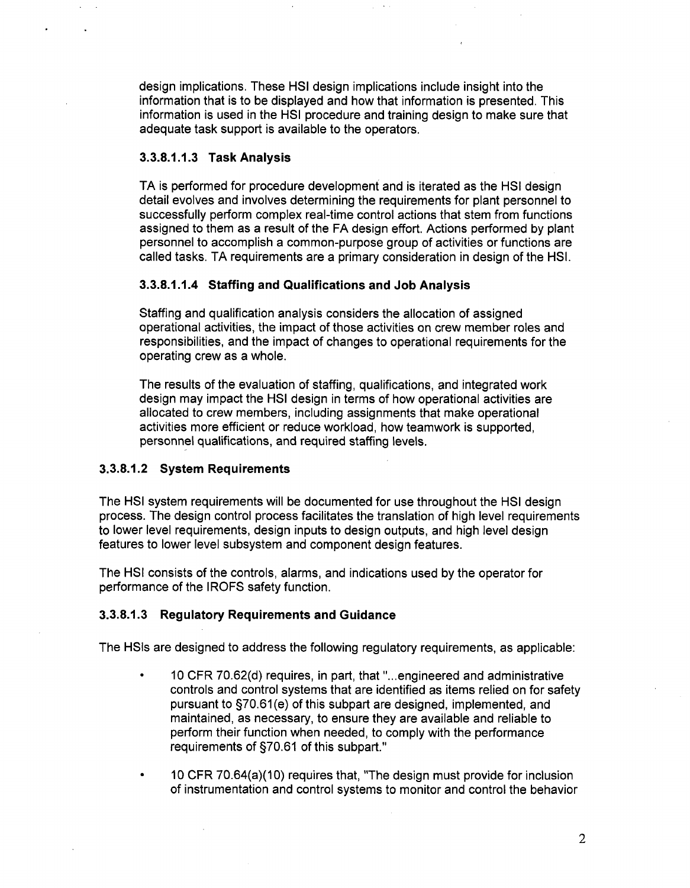design implications. These HSI design implications include insight into the information that is to be displayed and how that information is presented. This information is used in the HSI procedure and training design to make sure that adequate task support is available to the operators.

#### 3.3.8.1.1.3 Task Analysis

TA is performed for procedure development and is iterated as the HSI design detail evolves and involves determining the requirements for plant personnel to successfully perform complex real-time control actions that stem from functions assigned to them as a result of the FA design effort. Actions performed by plant personnel to accomplish a common-purpose group of activities or functions are called tasks. TA requirements are a primary consideration in design of the HSI.

#### 3.3.8.1.1.4 Staffing and Qualifications and Job Analysis

Staffing and qualification analysis considers the allocation of assigned operational activities, the impact of those activities on crew member roles and responsibilities, and the impact of changes to operational requirements for the operating crew as a whole.

The results of the evaluation of staffing, qualifications, and integrated work design may impact the HSI design in terms of how operational activities are allocated to crew members, including assignments that make operational activities more efficient or reduce workload, how teamwork is supported, personnel qualifications, and required staffing levels.

### 3.3.8.1.2 System Requirements

The HSI system requirements will be documented for use throughout the HSI design process. The design control process facilitates the translation of high level requirements to lower level requirements, design inputs to design outputs, and high level design features to lower level subsystem and component design features.

The HSI consists of the controls, alarms, and indications used by the operator for performance of the IROFS safety function.

### 3.3.8.1.3 Regulatory Requirements and Guidance

The HSIs are designed to address the following regulatory requirements, as applicable:

- 10 CFR 70.62(d) requires, in part, that "...engineered and administrative controls and control systems that are identified as items relied on for safety pursuant to §70.61(e) of this subpart are designed, implemented, and maintained, as necessary, to ensure they are available and reliable to perform their function when needed, to comply with the performance requirements of §70.61 of this subpart."
- 10 CFR 70.64(a)(10) requires that, "The design must provide for inclusion of instrumentation and control systems to monitor and control the behavior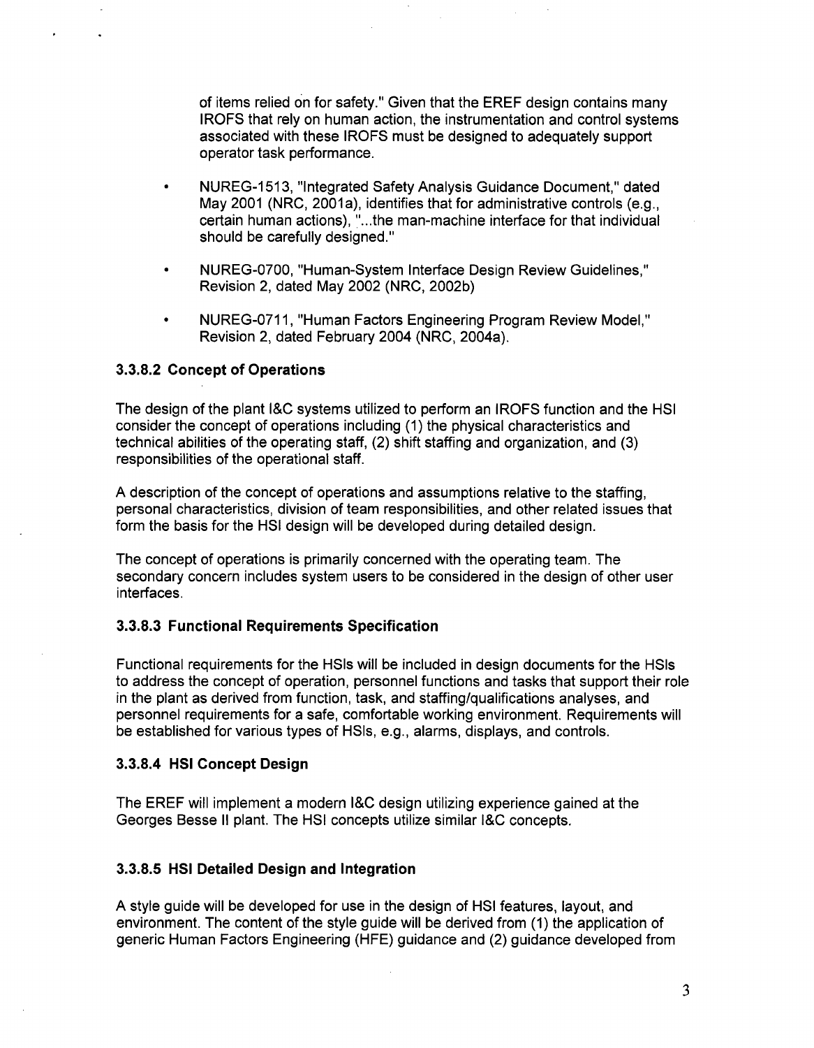of items relied on for safety." Given that the EREF design contains many IROFS that rely on human action, the instrumentation and control systems associated with these IROFS must be designed to adequately support operator task performance.

- NUREG-1513, "Integrated Safety Analysis Guidance Document," dated May 2001 (NRC, 2001a), identifies that for administrative controls (e.g., certain human actions), "...the man-machine interface for that individual should be carefully designed."
- NUREG-0700, "Human-System Interface Design Review Guidelines," Revision 2, dated May 2002 (NRC, 2002b)
- NUREG-0711, "Human Factors Engineering Program Review Model," Revision 2, dated February 2004 (NRC, 2004a).

### 3.3.8.2 Concept of Operations

The design of the plant I&C systems utilized to perform an IROFS function and the HSI consider the concept of operations including (1) the physical characteristics and technical abilities of the operating staff, (2) shift staffing and organization, and (3) responsibilities of the operational staff.

A description of the concept of operations and assumptions relative to the staffing, personal characteristics, division of team responsibilities, and other related issues that form the basis for the HSI design will be developed during detailed design.

The concept of operations is primarily concerned with the operating team. The secondary concern includes system users to be considered in the design of other user interfaces.

### 3.3.8.3 Functional Requirements Specification

Functional requirements for the HSIs will be included in design documents for the HSIs to address the concept of operation, personnel functions and tasks that support their role in the plant as derived from function, task, and staffing/qualifications analyses, and personnel requirements for a safe, comfortable working environment. Requirements will be established for various types of HSIs, e.g., alarms, displays, and controls.

### 3.3.8.4 HSI Concept Design

The EREF will implement a modern I&C design utilizing experience gained at the Georges Besse II plant. The HSI concepts utilize similar I&C concepts.

### 3.3.8.5 HSI Detailed Design and Integration

A style guide will be developed for use in the design of HSI features, layout, and environment. The content of the style guide will be derived from (1) the application of generic Human Factors Engineering (HFE) guidance and (2) guidance developed from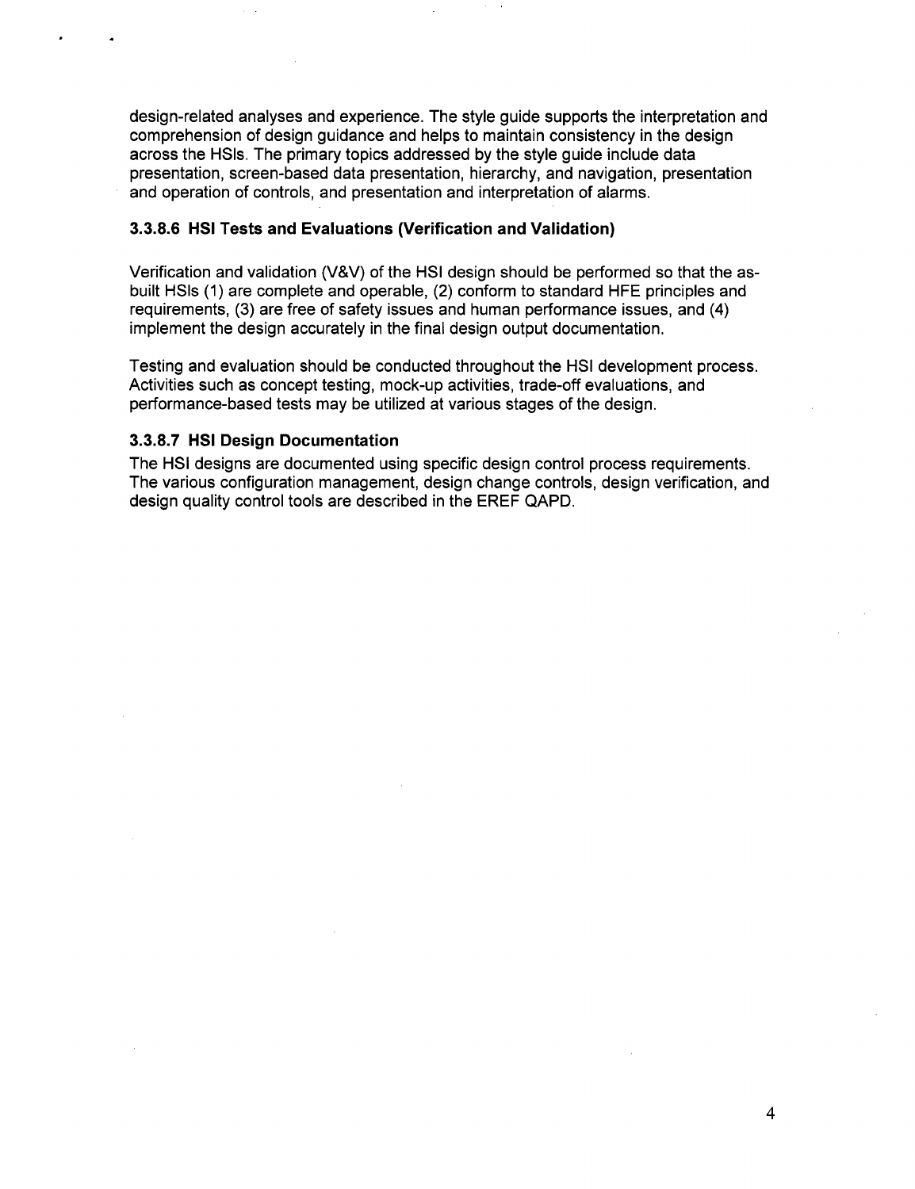design-related analyses and experience. The style guide supports the interpretation and comprehension of design guidance and helps to maintain consistency in the design across the HSIs. The primary topics addressed by the style guide include data presentation, screen-based data presentation, hierarchy, and navigation, presentation and operation of controls, and presentation and interpretation of alarms.

#### 3.3.8.6 HSI Tests and Evaluations (Verification and Validation)

Verification and validation (V&V) of the HSI design should be performed so that the as-built HSIs (1) are complete and operable, (2) conform to standard HFE principles and requirements, (3) are free of safety issues and human performance issues, and (4) implement the design accurately in the final design output documentation.

Testing and evaluation should be conducted throughout the HSI development process. Activities such as concept testing, mock-up activities, trade-off evaluations, and performance-based tests may be utilized at various stages of the design.

#### 3.3.8.7 HSI Design Documentation

The HSI designs are documented using specific design control process requirements. The various configuration management, design change controls, design verification, and design quality control tools are described in the EREF QAPD.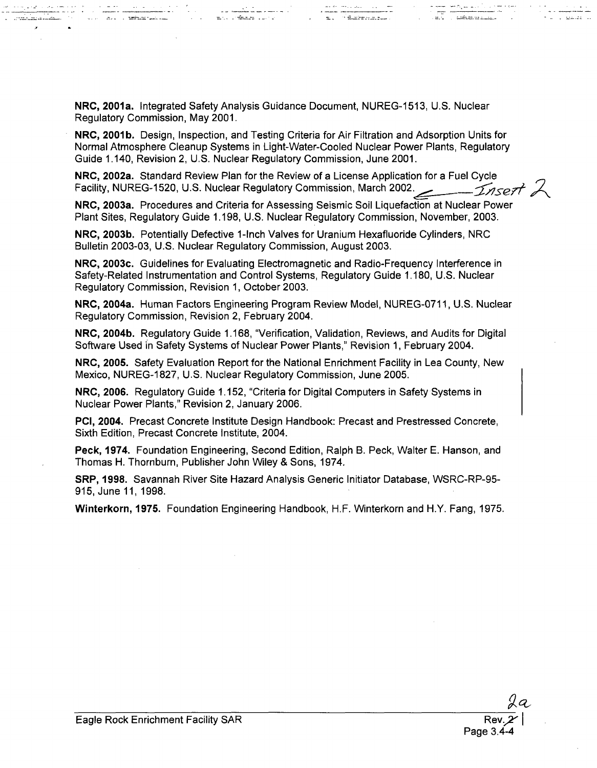**NRC, 2001a.** Integrated Safety Analysis Guidance Document, NUREG-1513, U.S. Nuclear Regulatory Commission, May 2001.

**NRC, 2001b.** Design, Inspection, and Testing Criteria for Air Filtration and Adsorption Units for Normal Atmosphere Cleanup Systems in Light-Water-Cooled Nuclear Power Plants, Regulatory Guide 1.140, Revision 2, U.S. Nuclear Regulatory Commission, June 2001.

**NRC, 2002a.** Standard Review Plan for the Review of a License Application for a Fuel Cycle Facility, NUREG-1520, U.S. Nuclear Regulatory Commission, March 2002. ← Insert 2

**NRC, 2003a.** Procedures and Criteria for Assessing Seismic Soil Liquefaction at Nuclear Power Plant Sites, Regulatory Guide 1.198, U.S. Nuclear Regulatory Commission, November, 2003.

**NRC, 2003b.** Potentially Defective 1-Inch Valves for Uranium Hexafluoride Cylinders, NRC Bulletin 2003-03, U.S. Nuclear Regulatory Commission, August 2003.

**NRC, 2003c.** Guidelines for Evaluating Electromagnetic and Radio-Frequency Interference in Safety-Related Instrumentation and Control Systems, Regulatory Guide 1.180, U.S. Nuclear Regulatory Commission, Revision 1, October 2003.

**NRC, 2004a.** Human Factors Engineering Program Review Model, NUREG-0711, U.S. Nuclear Regulatory Commission, Revision 2, February 2004.

**NRC, 2004b.** Regulatory Guide 1.168, "Verification, Validation, Reviews, and Audits for Digital Software Used in Safety Systems of Nuclear Power Plants," Revision 1, February 2004.

**NRC, 2005.** Safety Evaluation Report for the National Enrichment Facility in Lea County, New Mexico, NUREG-1827, U.S. Nuclear Regulatory Commission, June 2005.

**NRC, 2006.** Regulatory Guide 1.152, "Criteria for Digital Computers in Safety Systems in Nuclear Power Plants," Revision 2, January 2006.

**PCI, 2004.** Precast Concrete Institute Design Handbook: Precast and Prestressed Concrete, Sixth Edition, Precast Concrete Institute, 2004.

**Peck, 1974.** Foundation Engineering, Second Edition, Ralph B. Peck, Walter E. Hanson, and Thomas H. Thornburn, Publisher John Wiley & Sons, 1974.

**SRP, 1998.** Savannah River Site Hazard Analysis Generic Initiator Database, WSRC-RP-95-915, June 11, 1998.

**Winterkorn, 1975.** Foundation Engineering Handbook, H.F. Winterkorn and H.Y. Fang, 1975.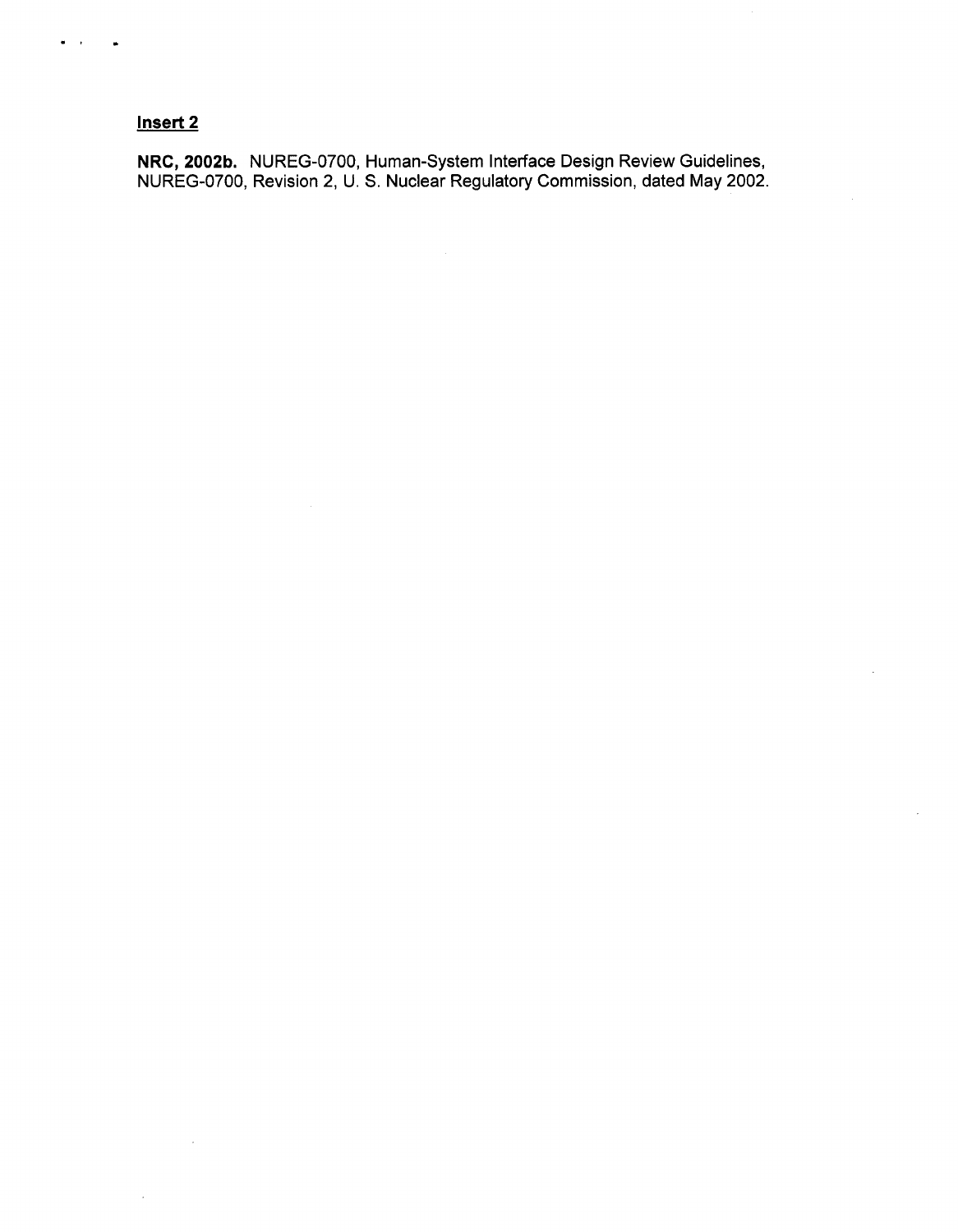**Insert 2**

**NRC, 2002b.** NUREG-0700, Human-System Interface Design Review Guidelines, NUREG-0700, Revision 2, U. S. Nuclear Regulatory Commission, dated May 2002.